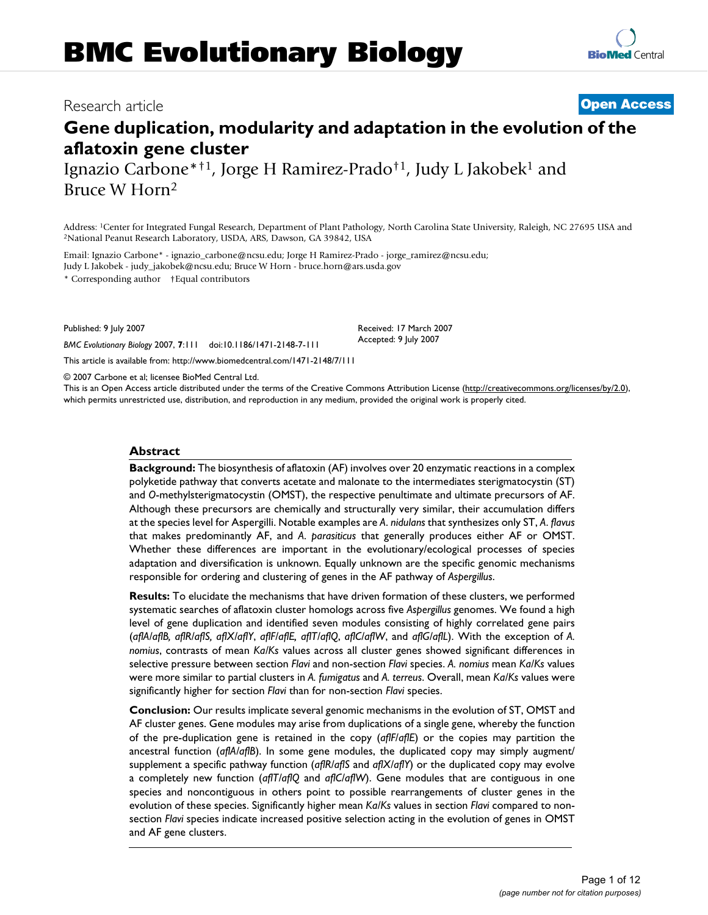# BMC Evolutionary Biology

Research article

**Open Access**

## Gene duplication, modularity and adaptation in the evolution of the aflatoxin gene cluster

Ignazio Carbone*†[1], Jorge H Ramirez-Prado†[1], Judy L Jakobek[1] and Bruce W Horn[2]

Address: [1]Center for Integrated Fungal Research, Department of Plant Pathology, North Carolina State University, Raleigh, NC 27695 USA and [2]National Peanut Research Laboratory, USDA, ARS, Dawson, GA 39842, USA

Email: Ignazio Carbone* - ignazio_carbone@ncsu.edu; Jorge H Ramirez-Prado - jorge_ramirez@ncsu.edu; Judy L Jakobek - judy_jakobek@ncsu.edu; Bruce W Horn - bruce.horn@ars.usda.gov

\* Corresponding author †Equal contributors

Published: 9 July 2007

*BMC Evolutionary Biology* 2007, **7**:111 doi:10.1186/1471-2148-7-111

Received: 17 March 2007
Accepted: 9 July 2007

This article is available from: http://www.biomedcentral.com/1471-2148/7/111

© 2007 Carbone et al; licensee BioMed Central Ltd.

This is an Open Access article distributed under the terms of the Creative Commons Attribution License (http://creativecommons.org/licenses/by/2.0), which permits unrestricted use, distribution, and reproduction in any medium, provided the original work is properly cited.

### Abstract

**Background:** The biosynthesis of aflatoxin (AF) involves over 20 enzymatic reactions in a complex polyketide pathway that converts acetate and malonate to the intermediates sterigmatocystin (ST) and *O*-methylsterigmatocystin (OMST), the respective penultimate and ultimate precursors of AF. Although these precursors are chemically and structurally very similar, their accumulation differs at the species level for Aspergilli. Notable examples are *A. nidulans* that synthesizes only ST, *A. flavus* that makes predominantly AF, and *A. parasiticus* that generally produces either AF or OMST. Whether these differences are important in the evolutionary/ecological processes of species adaptation and diversification is unknown. Equally unknown are the specific genomic mechanisms responsible for ordering and clustering of genes in the AF pathway of *Aspergillus*.

**Results:** To elucidate the mechanisms that have driven formation of these clusters, we performed systematic searches of aflatoxin cluster homologs across five *Aspergillus* genomes. We found a high level of gene duplication and identified seven modules consisting of highly correlated gene pairs (*aflA*/*aflB, aflR*/*aflS, aflX*/*aflY*, *aflF*/*aflE, aflT*/*aflQ*, *aflC*/*aflW*, and *aflG*/*aflL*). With the exception of *A. nomius*, contrasts of mean *Ka*/*Ks* values across all cluster genes showed significant differences in selective pressure between section *Flavi* and non-section *Flavi* species. *A. nomius* mean *Ka*/*Ks* values were more similar to partial clusters in *A. fumigatus* and *A. terreus*. Overall, mean *Ka*/*Ks* values were significantly higher for section *Flavi* than for non-section *Flavi* species.

**Conclusion:** Our results implicate several genomic mechanisms in the evolution of ST, OMST and AF cluster genes. Gene modules may arise from duplications of a single gene, whereby the function of the pre-duplication gene is retained in the copy (*aflF*/*aflE*) or the copies may partition the ancestral function (*aflA*/*aflB*). In some gene modules, the duplicated copy may simply augment/supplement a specific pathway function (*aflR*/*aflS* and *aflX*/*aflY*) or the duplicated copy may evolve a completely new function (*aflT*/*aflQ* and *aflC*/*aflW*). Gene modules that are contiguous in one species and noncontiguous in others point to possible rearrangements of cluster genes in the evolution of these species. Significantly higher mean *Ka*/*Ks* values in section *Flavi* compared to non-section *Flavi* species indicate increased positive selection acting in the evolution of genes in OMST and AF gene clusters.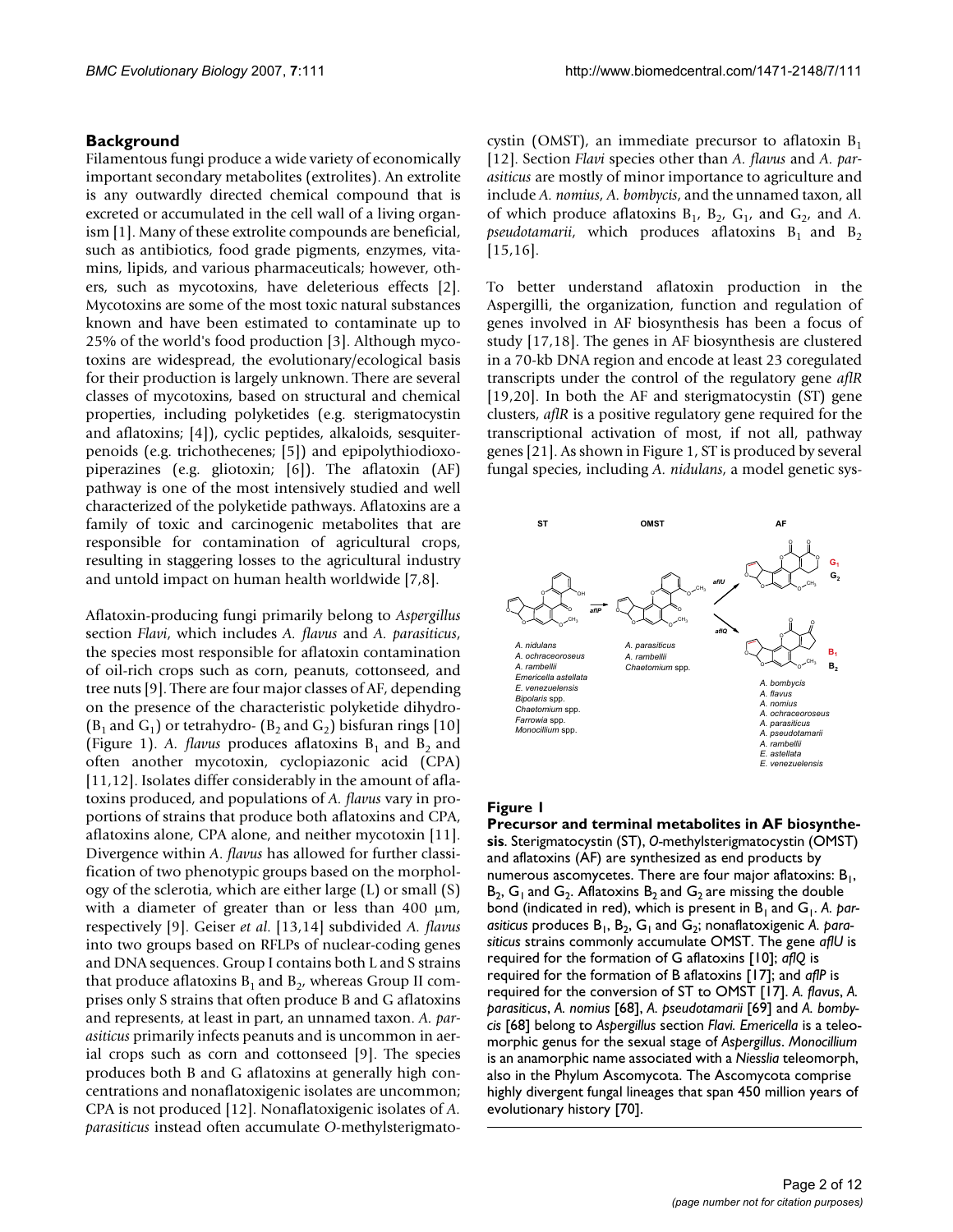## Background

Filamentous fungi produce a wide variety of economically important secondary metabolites (extrolites). An extrolite is any outwardly directed chemical compound that is excreted or accumulated in the cell wall of a living organism [1]. Many of these extrolite compounds are beneficial, such as antibiotics, food grade pigments, enzymes, vitamins, lipids, and various pharmaceuticals; however, others, such as mycotoxins, have deleterious effects [2]. Mycotoxins are some of the most toxic natural substances known and have been estimated to contaminate up to 25% of the world's food production [3]. Although mycotoxins are widespread, the evolutionary/ecological basis for their production is largely unknown. There are several classes of mycotoxins, based on structural and chemical properties, including polyketides (e.g. sterigmatocystin and aflatoxins; [4]), cyclic peptides, alkaloids, sesquiterpenoids (e.g. trichothecenes; [5]) and epipolythiodioxopiperazines (e.g. gliotoxin; [6]). The aflatoxin (AF) pathway is one of the most intensively studied and well characterized of the polyketide pathways. Aflatoxins are a family of toxic and carcinogenic metabolites that are responsible for contamination of agricultural crops, resulting in staggering losses to the agricultural industry and untold impact on human health worldwide [7,8].

Aflatoxin-producing fungi primarily belong to *Aspergillus* section *Flavi*, which includes *A. flavus* and *A. parasiticus*, the species most responsible for aflatoxin contamination of oil-rich crops such as corn, peanuts, cottonseed, and tree nuts [9]. There are four major classes of AF, depending on the presence of the characteristic polyketide dihydro- ($B_1$ and $G_1$) or tetrahydro- ($B_2$ and $G_2$) bisfuran rings [10] (Figure 1). *A. flavus* produces aflatoxins $B_1$ and $B_2$ and often another mycotoxin, cyclopiazonic acid (CPA) [11,12]. Isolates differ considerably in the amount of aflatoxins produced, and populations of *A. flavus* vary in proportions of strains that produce both aflatoxins and CPA, aflatoxins alone, CPA alone, and neither mycotoxin [11]. Divergence within *A. flavus* has allowed for further classification of two phenotypic groups based on the morphology of the sclerotia, which are either large (L) or small (S) with a diameter of greater than or less than 400 μm, respectively [9]. Geiser *et al.* [13,14] subdivided *A. flavus* into two groups based on RFLPs of nuclear-coding genes and DNA sequences. Group I contains both L and S strains that produce aflatoxins $B_1$ and $B_2$, whereas Group II comprises only S strains that often produce B and G aflatoxins and represents, at least in part, an unnamed taxon. *A. parasiticus* primarily infects peanuts and is uncommon in aerial crops such as corn and cottonseed [9]. The species produces both B and G aflatoxins at generally high concentrations and nonaflatoxigenic isolates are uncommon; CPA is not produced [12]. Nonaflatoxigenic isolates of *A. parasiticus* instead often accumulate *O*-methylsterigmatocystin (OMST), an immediate precursor to aflatoxin $B_1$ [12]. Section *Flavi* species other than *A. flavus* and *A. parasiticus* are mostly of minor importance to agriculture and include *A. nomius*, *A. bombycis*, and the unnamed taxon, all of which produce aflatoxins $B_1$, $B_2$, $G_1$, and $G_2$, and *A. pseudotamarii*, which produces aflatoxins $B_1$ and $B_2$ [15,16].

To better understand aflatoxin production in the Aspergilli, the organization, function and regulation of genes involved in AF biosynthesis has been a focus of study [17,18]. The genes in AF biosynthesis are clustered in a 70-kb DNA region and encode at least 23 coregulated transcripts under the control of the regulatory gene *aflR* [19,20]. In both the AF and sterigmatocystin (ST) gene clusters, *aflR* is a positive regulatory gene required for the transcriptional activation of most, if not all, pathway genes [21]. As shown in Figure 1, ST is produced by several fungal species, including *A. nidulans*, a model genetic sys-

**Figure 1**

**Precursor and terminal metabolites in AF biosynthesis**. Sterigmatocystin (ST), *O*-methylsterigmatocystin (OMST) and aflatoxins (AF) are synthesized as end products by numerous ascomycetes. There are four major aflatoxins: $B_1$, $B_2$, $G_1$ and $G_2$. Aflatoxins $B_2$ and $G_2$ are missing the double bond (indicated in red), which is present in $B_1$ and $G_1$. *A. parasiticus* produces $B_1$, $B_2$, $G_1$ and $G_2$; nonaflatoxigenic *A. parasiticus* strains commonly accumulate OMST. The gene *aflU* is required for the formation of G aflatoxins [10]; *aflQ* is required for the formation of B aflatoxins [17]; and *aflP* is required for the conversion of ST to OMST [17]. *A. flavus*, *A. parasiticus*, *A. nomius* [68], *A. pseudotamarii* [69] and *A. bombycis* [68] belong to *Aspergillus* section *Flavi*. *Emericella* is a teleomorphic genus for the sexual stage of *Aspergillus*. *Monocillium* is an anamorphic name associated with a *Niesslia* teleomorph, also in the Phylum Ascomycota. The Ascomycota comprise highly divergent fungal lineages that span 450 million years of evolutionary history [70].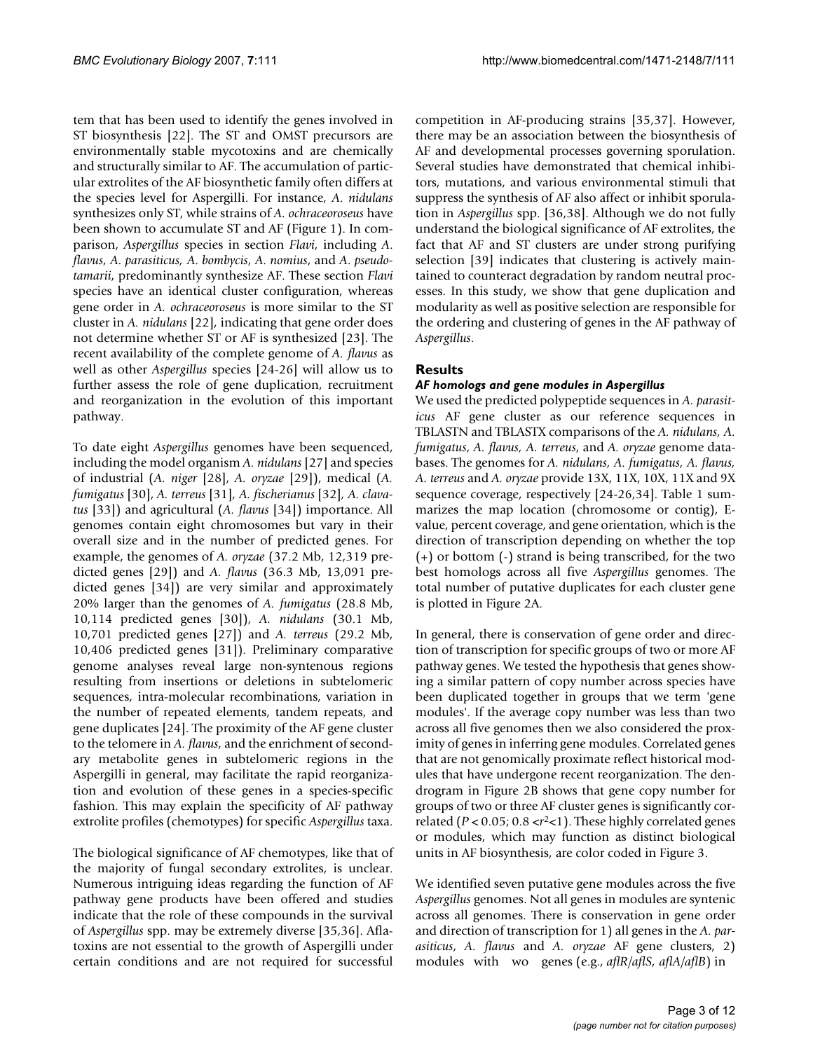tem that has been used to identify the genes involved in ST biosynthesis [22]. The ST and OMST precursors are environmentally stable mycotoxins and are chemically and structurally similar to AF. The accumulation of particular extrolites of the AF biosynthetic family often differs at the species level for Aspergilli. For instance, *A. nidulans* synthesizes only ST, while strains of *A. ochraceoroseus* have been shown to accumulate ST and AF (Figure 1). In comparison, *Aspergillus* species in section *Flavi*, including *A. flavus*, *A. parasiticus*, *A. bombycis*, *A. nomius*, and *A. pseudotamarii*, predominantly synthesize AF. These section *Flavi* species have an identical cluster configuration, whereas gene order in *A. ochraceoroseus* is more similar to the ST cluster in *A. nidulans* [22], indicating that gene order does not determine whether ST or AF is synthesized [23]. The recent availability of the complete genome of *A. flavus* as well as other *Aspergillus* species [24-26] will allow us to further assess the role of gene duplication, recruitment and reorganization in the evolution of this important pathway.

To date eight *Aspergillus* genomes have been sequenced, including the model organism *A. nidulans* [27] and species of industrial (*A. niger* [28], *A. oryzae* [29]), medical (*A. fumigatus* [30], *A. terreus* [31], *A. fischerianus* [32], *A. clavatus* [33]) and agricultural (*A. flavus* [34]) importance. All genomes contain eight chromosomes but vary in their overall size and in the number of predicted genes. For example, the genomes of *A. oryzae* (37.2 Mb, 12,319 predicted genes [29]) and *A. flavus* (36.3 Mb, 13,091 predicted genes [34]) are very similar and approximately 20% larger than the genomes of *A. fumigatus* (28.8 Mb, 10,114 predicted genes [30]), *A. nidulans* (30.1 Mb, 10,701 predicted genes [27]) and *A. terreus* (29.2 Mb, 10,406 predicted genes [31]). Preliminary comparative genome analyses reveal large non-syntenous regions resulting from insertions or deletions in subtelomeric sequences, intra-molecular recombinations, variation in the number of repeated elements, tandem repeats, and gene duplicates [24]. The proximity of the AF gene cluster to the telomere in *A. flavus*, and the enrichment of secondary metabolite genes in subtelomeric regions in the Aspergilli in general, may facilitate the rapid reorganization and evolution of these genes in a species-specific fashion. This may explain the specificity of AF pathway extrolite profiles (chemotypes) for specific *Aspergillus* taxa.

The biological significance of AF chemotypes, like that of the majority of fungal secondary extrolites, is unclear. Numerous intriguing ideas regarding the function of AF pathway gene products have been offered and studies indicate that the role of these compounds in the survival of *Aspergillus* spp. may be extremely diverse [35,36]. Aflatoxins are not essential to the growth of Aspergilli under certain conditions and are not required for successful competition in AF-producing strains [35,37]. However, there may be an association between the biosynthesis of AF and developmental processes governing sporulation. Several studies have demonstrated that chemical inhibitors, mutations, and various environmental stimuli that suppress the synthesis of AF also affect or inhibit sporulation in *Aspergillus* spp. [36,38]. Although we do not fully understand the biological significance of AF extrolites, the fact that AF and ST clusters are under strong purifying selection [39] indicates that clustering is actively maintained to counteract degradation by random neutral processes. In this study, we show that gene duplication and modularity as well as positive selection are responsible for the ordering and clustering of genes in the AF pathway of *Aspergillus*.

## Results

### *AF homologs and gene modules in Aspergillus*

We used the predicted polypeptide sequences in *A. parasiticus* AF gene cluster as our reference sequences in TBLASTN and TBLASTX comparisons of the *A. nidulans*, *A. fumigatus*, *A. flavus*, *A. terreus*, and *A. oryzae* genome databases. The genomes for *A. nidulans*, *A. fumigatus*, *A. flavus*, *A. terreus* and *A. oryzae* provide 13X, 11X, 10X, 11X and 9X sequence coverage, respectively [24-26,34]. Table 1 summarizes the map location (chromosome or contig), E-value, percent coverage, and gene orientation, which is the direction of transcription depending on whether the top (+) or bottom (-) strand is being transcribed, for the two best homologs across all five *Aspergillus* genomes. The total number of putative duplicates for each cluster gene is plotted in Figure 2A.

In general, there is conservation of gene order and direction of transcription for specific groups of two or more AF pathway genes. We tested the hypothesis that genes showing a similar pattern of copy number across species have been duplicated together in groups that we term 'gene modules'. If the average copy number was less than two across all five genomes then we also considered the proximity of genes in inferring gene modules. Correlated genes that are not genomically proximate reflect historical modules that have undergone recent reorganization. The dendrogram in Figure 2B shows that gene copy number for groups of two or three AF cluster genes is significantly correlated ($P < 0.05$; $0.8 < r^2 < 1$). These highly correlated genes or modules, which may function as distinct biological units in AF biosynthesis, are color coded in Figure 3.

We identified seven putative gene modules across the five *Aspergillus* genomes. Not all genes in modules are syntenic across all genomes. There is conservation in gene order and direction of transcription for 1) all genes in the *A. parasiticus*, *A. flavus* and *A. oryzae* AF gene clusters, 2) modules with wo genes (e.g., *aflR*/*aflS*, *aflA*/*aflB*) in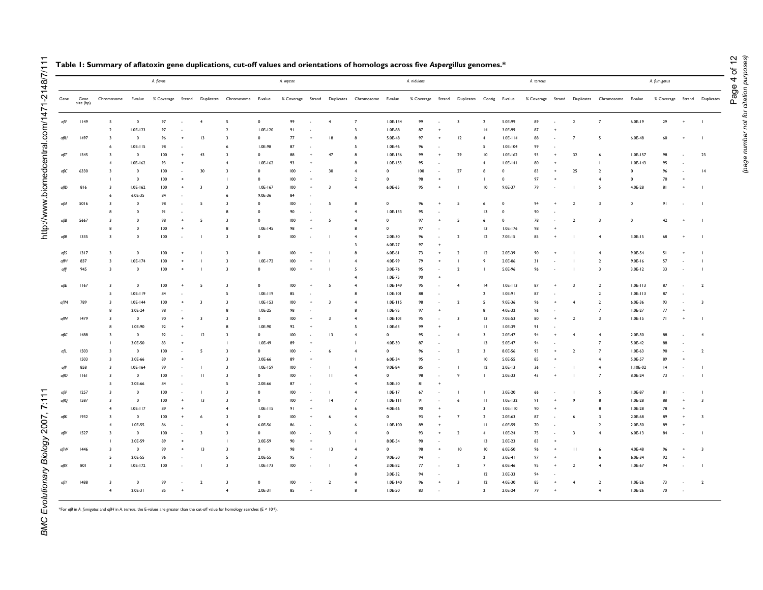**Table 1: Summary of aflatoxin gene duplications, cut-off values and orientations of homologs across five *Aspergillus* genomes.***

| | | *A. flavus* | | | | | *A. oryzae* | | | | | *A. nidulans* | | | | | *A. terreus* | | | | | *A. fumigatus* | | | | |
|---|---|---|---|---|---|---|---|---|---|---|---|---|---|---|---|---|---|---|---|---|---|---|---|---|---|---|
| Gene | Gene size (bp) | Chromosome | E-value | % Coverage | Strand | Duplicates | Chromosome | E-value | % Coverage | Strand | Duplicates | Chromosome | E-value | % Coverage | Strand | Duplicates | Contig | E-value | % Coverage | Strand | Duplicates | Chromosome | E-value | % Coverage | Strand | Duplicates |
| *aflF* | 1149 | 5 | 0 | 97 | - | 4 | 5 | 0 | 99 | - | 4 | 7 | 1.0E-134 | 99 | - | 3 | 2 | 5.0E-99 | 89 | - | 2 | 7 | 6.0E-19 | 29 | + | 1 |
| | | 2 | 1.0E-123 | 97 | - | | 2 | 1.0E-120 | 91 | - | | 3 | 1.0E-88 | 87 | + | | 14 | 3.0E-99 | 87 | + | | | | | | |
| *aflU* | 1497 | 3 | 0 | 96 | + | 13 | 3 | 0 | 77 | + | 18 | 8 | 5.0E-48 | 97 | + | 12 | 4 | 1.0E-114 | 88 | - | 7 | 5 | 6.0E-48 | 60 | + | 1 |
| | | 6 | 1.0E-115 | 98 | - | | 6 | 1.0E-98 | 87 | - | | 5 | 1.0E-46 | 96 | - | | 5 | 1.0E-104 | 99 | - | | | | | | |
| *aflT* | 1545 | 3 | 0 | 100 | + | 43 | 3 | 0 | 88 | + | 47 | 8 | 1.0E-136 | 99 | + | 29 | 10 | 1.0E-162 | 93 | + | 32 | 6 | 1.0E-157 | 98 | - | 23 |
| | | 4 | 1.0E-162 | 93 | + | | 4 | 1.0E-162 | 93 | + | | 8 | 1.0E-153 | 95 | - | | 4 | 1.0E-141 | 80 | + | | 1 | 1.0E-143 | 95 | - | |
| *aflC* | 6330 | 3 | 0 | 100 | - | 30 | 3 | 0 | 100 | - | 30 | 4 | 0 | 100 | - | 27 | 8 | 0 | 83 | + | 25 | 2 | 0 | 96 | - | 14 |
| | | 1 | 0 | 100 | + | | 1 | 0 | 100 | + | | 2 | 0 | 98 | + | | 1 | 0 | 97 | + | | 4 | 0 | 70 | + | |
| *aflD* | 816 | 3 | 1.0E-162 | 100 | + | 3 | 3 | 1.0E-167 | 100 | + | 3 | 4 | 6.0E-65 | 95 | + | 1 | 10 | 9.0E-37 | 79 | - | 1 | 5 | 4.0E-28 | 81 | + | 1 |
| | | 6 | 6.0E-35 | 84 | - | | 6 | 9.0E-36 | 84 | - | | | | | | | | | | | | | | | | |
| *aflA* | 5016 | 3 | 0 | 98 | - | 5 | 3 | 0 | 100 | - | 5 | 8 | 0 | 96 | + | 5 | 6 | 0 | 94 | + | 2 | 3 | 0 | 91 | - | 1 |
| | | 8 | 0 | 91 | - | | 8 | 0 | 90 | - | | 4 | 1.0E-133 | 95 | - | | 13 | 0 | 90 | - | | | | | | |
| *aflB* | 5667 | 3 | 0 | 98 | + | 5 | 3 | 0 | 100 | + | 5 | 4 | 0 | 97 | + | 5 | 6 | 0 | 78 | - | 2 | 3 | 0 | 42 | + | 1 |
| | | 8 | 0 | 100 | + | | 8 | 1.0E-145 | 98 | + | | 8 | 0 | 97 | - | | 13 | 1.0E-176 | 98 | + | | | | | | |
| *aflR* | 1335 | 3 | 0 | 100 | - | 1 | 3 | 0 | 100 | - | 1 | 4 | 2.0E-30 | 96 | - | 2 | 12 | 7.0E-15 | 85 | + | 1 | 4 | 3.0E-15 | 68 | + | 1 |
| | | | | | | | | | | | | 3 | 6.0E-27 | 97 | + | | | | | | | | | | | |
| *aflS* | 1317 | 3 | 0 | 100 | + | 1 | 3 | 0 | 100 | + | 1 | 8 | 6.0E-61 | 73 | + | 2 | 12 | 2.0E-39 | 90 | + | 1 | 4 | 9.0E-54 | 51 | + | 1 |
| *aflH* | 837 | 3 | 1.0E-174 | 100 | + | 1 | 3 | 1.0E-172 | 100 | + | 1 | 4 | 4.0E-99 | 79 | + | 1 | 9 | 2.0E-06 | 31 | - | 1 | 2 | 9.0E-16 | 57 | - | 1 |
| *aflJ* | 945 | 3 | 0 | 100 | + | 1 | 3 | 0 | 100 | + | 1 | 5 | 3.0E-76 | 95 | - | 2 | 1 | 5.0E-96 | 96 | - | 1 | 3 | 3.0E-12 | 33 | - | 1 |
| | | | | | | | | | | | | 4 | 1.0E-75 | 90 | + | | | | | | | | | | | |
| *aflE* | 1167 | 3 | 0 | 100 | + | 5 | 3 | 0 | 100 | + | 5 | 4 | 1.0E-149 | 95 | - | 4 | 14 | 1.0E-113 | 87 | + | 3 | 2 | 1.0E-113 | 87 | - | 2 |
| | | 5 | 1.0E-119 | 84 | - | | 5 | 1.0E-119 | 85 | - | | 8 | 1.0E-101 | 88 | - | | 2 | 1.0E-91 | 87 | - | | 2 | 1.0E-113 | 87 | - | |
| *aflM* | 789 | 3 | 1.0E-144 | 100 | + | 3 | 3 | 1.0E-153 | 100 | + | 3 | 4 | 1.0E-115 | 98 | - | 2 | 5 | 9.0E-36 | 96 | + | 4 | 2 | 6.0E-36 | 93 | - | 3 |
| | | 8 | 2.0E-24 | 98 | - | | 8 | 1.0E-25 | 98 | - | | 8 | 1.0E-95 | 97 | + | | 8 | 4.0E-32 | 96 | - | | 7 | 1.0E-27 | 77 | + | |
| *aflN* | 1479 | 3 | 0 | 90 | + | 3 | 3 | 0 | 100 | + | 3 | 4 | 1.0E-101 | 95 | - | 3 | 13 | 7.0E-53 | 80 | + | 2 | 3 | 1.0E-15 | 71 | + | 1 |
| | | 8 | 1.0E-90 | 92 | + | | 8 | 1.0E-90 | 92 | + | | 5 | 1.0E-63 | 99 | + | | 11 | 1.0E-39 | 91 | - | | | | | | |
| *aflG* | 1488 | 3 | 0 | 92 | - | 12 | 3 | 0 | 100 | - | 13 | 4 | 0 | 95 | - | 4 | 3 | 2.0E-47 | 94 | + | 4 | 4 | 2.0E-50 | 88 | - | 4 |
| | | 1 | 3.0E-50 | 83 | + | | 1 | 1.0E-49 | 89 | + | | 1 | 4.0E-30 | 87 | - | | 13 | 5.0E-47 | 94 | - | | 7 | 5.0E-42 | 88 | - | |
| *aflL* | 1503 | 3 | 0 | 100 | - | 5 | 3 | 0 | 100 | - | 6 | 4 | 0 | 96 | - | 2 | 3 | 8.0E-56 | 93 | + | 2 | 7 | 1.0E-63 | 90 | - | 2 |
| | 1503 | 3 | 3.0E-66 | 89 | + | | 3 | 3.0E-66 | 89 | + | | 1 | 6.0E-34 | 95 | - | | 10 | 5.0E-55 | 85 | + | | 4 | 5.0E-57 | 89 | + | |
| *aflI* | 858 | 3 | 1.0E-164 | 99 | - | 1 | 3 | 1.0E-159 | 100 | - | 1 | 4 | 9.0E-84 | 85 | - | 1 | 12 | 2.0E-13 | 36 | - | 1 | 4 | 1.10E-02 | 14 | - | 1 |
| *aflO* | 1161 | 3 | 0 | 100 | - | 11 | 3 | 0 | 100 | - | 11 | 4 | 0 | 98 | - | 9 | 1 | 2.0E-33 | 43 | + | 1 | 7 | 8.0E-24 | 73 | - | 1 |
| | | 5 | 2.0E-66 | 84 | - | | 5 | 2.0E-66 | 87 | - | | 4 | 5.0E-50 | 81 | + | | | | | | | | | | | |
| *aflP* | 1257 | 3 | 0 | 100 | - | 1 | 3 | 0 | 100 | - | 1 | 4 | 1.0E-17 | 67 | - | 1 | 1 | 3.0E-20 | 66 | - | 1 | 5 | 1.0E-87 | 81 | - | 1 |
| *aflQ* | 1587 | 3 | 0 | 100 | + | 13 | 3 | 0 | 100 | + | 14 | 7 | 1.0E-111 | 91 | - | 6 | 11 | 1.0E-132 | 91 | + | 9 | 8 | 1.0E-28 | 88 | + | 3 |
| | | 4 | 1.0E-117 | 89 | + | | 4 | 1.0E-115 | 91 | + | | 6 | 4.0E-66 | 90 | + | | 3 | 1.0E-110 | 90 | + | | 8 | 1.0E-28 | 78 | + | |
| *aflK* | 1932 | 3 | 0 | 100 | + | 6 | 3 | 0 | 100 | + | 6 | 4 | 0 | 93 | + | 7 | 2 | 2.0E-63 | 87 | - | 6 | 3 | 2.0E-68 | 89 | + | 3 |
| | | 4 | 1.0E-55 | 86 | - | | 4 | 6.0E-56 | 86 | - | | 6 | 1.0E-100 | 89 | + | | 11 | 6.0E-59 | 70 | - | | 2 | 2.0E-50 | 89 | + | |
| *aflV* | 1527 | 3 | 0 | 100 | - | 3 | 3 | 0 | 100 | - | 3 | 4 | 0 | 93 | + | 2 | 4 | 1.0E-24 | 75 | - | 3 | 4 | 6.0E-13 | 84 | - | 1 |
| | | 1 | 3.0E-59 | 89 | + | | 1 | 3.0E-59 | 90 | + | | 1 | 8.0E-54 | 90 | - | | 13 | 2.0E-23 | 83 | + | | | | | | |
| *aflW* | 1446 | 3 | 0 | 99 | + | 13 | 3 | 0 | 98 | + | 13 | 4 | 0 | 98 | + | 10 | 10 | 6.0E-50 | 96 | + | 11 | 6 | 4.0E-48 | 96 | + | 3 |
| | | 5 | 2.0E-55 | 96 | - | | 5 | 2.0E-55 | 95 | - | | 3 | 9.0E-50 | 94 | - | | 2 | 3.0E-41 | 97 | + | | 6 | 6.0E-34 | 92 | + | |
| *aflX* | 801 | 3 | 1.0E-172 | 100 | - | 1 | 3 | 1.0E-173 | 100 | - | 1 | 4 | 3.0E-82 | 77 | - | 2 | 7 | 6.0E-46 | 95 | + | 2 | 4 | 1.0E-67 | 94 | - | 1 |
| | | | | | | | | | | | | 8 | 3.0E-32 | 94 | - | | 12 | 3.0E-33 | 94 | - | | | | | | |
| *aflY* | 1488 | 3 | 0 | 99 | - | 2 | 3 | 0 | 100 | - | 2 | 4 | 1.0E-140 | 96 | + | 3 | 12 | 4.0E-30 | 85 | + | 4 | 2 | 1.0E-26 | 73 | - | 2 |
| | | 4 | 2.0E-31 | 85 | + | | 4 | 2.0E-31 | 85 | + | | 8 | 1.0E-50 | 83 | - | | 2 | 2.0E-24 | 79 | + | | 4 | 1.0E-26 | 70 | - | |

*For *aflI* in *A. fumigatus* and *aflH* in *A. terreus*, the E-values are greater than the cut-off value for homology searches ($E < 10^{-5}$).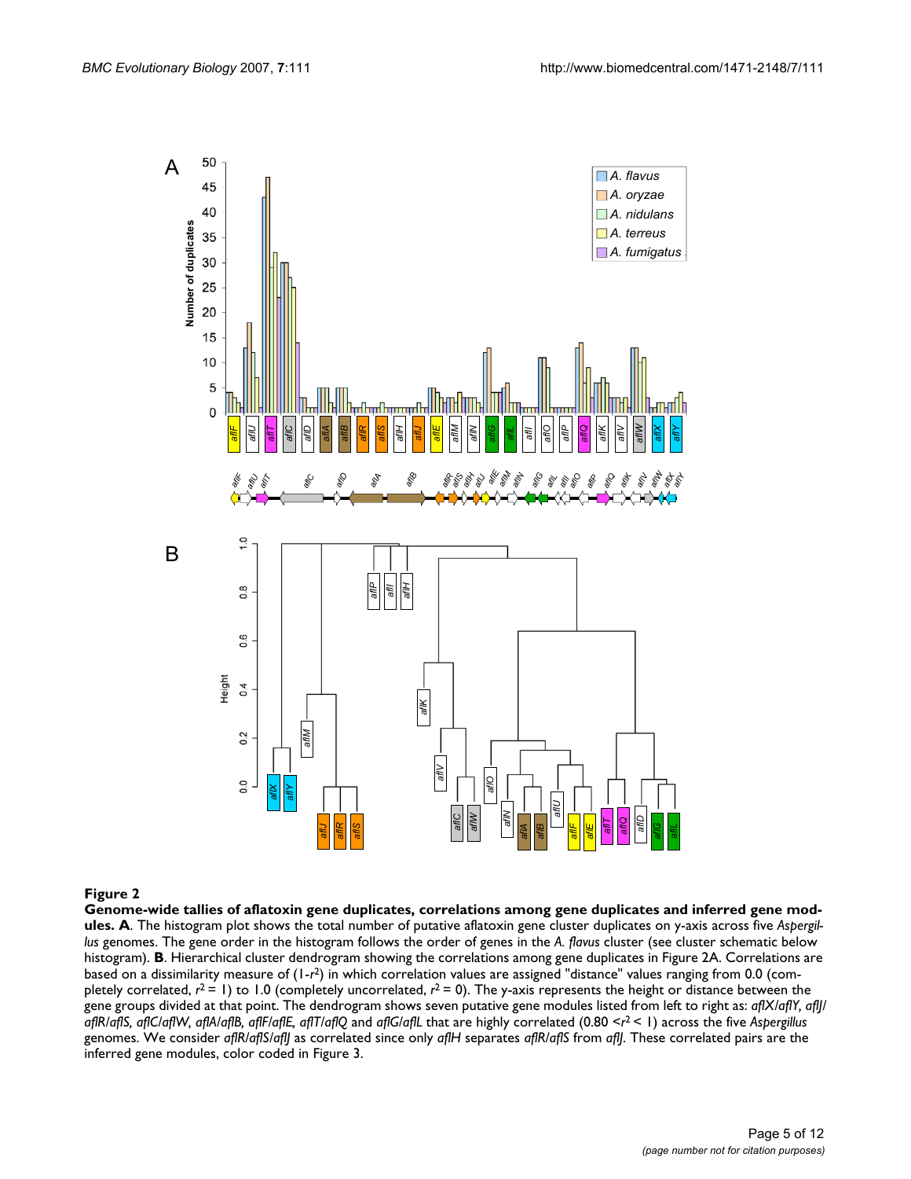**Figure 2**

**Genome-wide tallies of aflatoxin gene duplicates, correlations among gene duplicates and inferred gene modules. A**. The histogram plot shows the total number of putative aflatoxin gene cluster duplicates on y-axis across five *Aspergillus* genomes. The gene order in the histogram follows the order of genes in the *A. flavus* cluster (see cluster schematic below histogram). **B**. Hierarchical cluster dendrogram showing the correlations among gene duplicates in Figure 2A. Correlations are based on a dissimilarity measure of ($1-r^2$) in which correlation values are assigned "distance" values ranging from 0.0 (completely correlated, $r^2 = 1$) to 1.0 (completely uncorrelated, $r^2 = 0$). The y-axis represents the height or distance between the gene groups divided at that point. The dendrogram shows seven putative gene modules listed from left to right as: *aflX/aflY, aflJ/aflR/aflS, aflC/aflW, aflA/aflB, aflF/aflE, aflT/aflQ* and *aflG/aflL* that are highly correlated ($0.80 < r^2 < 1$) across the five *Aspergillus* genomes. We consider *aflR/aflS/aflJ* as correlated since only *aflH* separates *aflR/aflS* from *aflJ*. These correlated pairs are the inferred gene modules, color coded in Figure 3.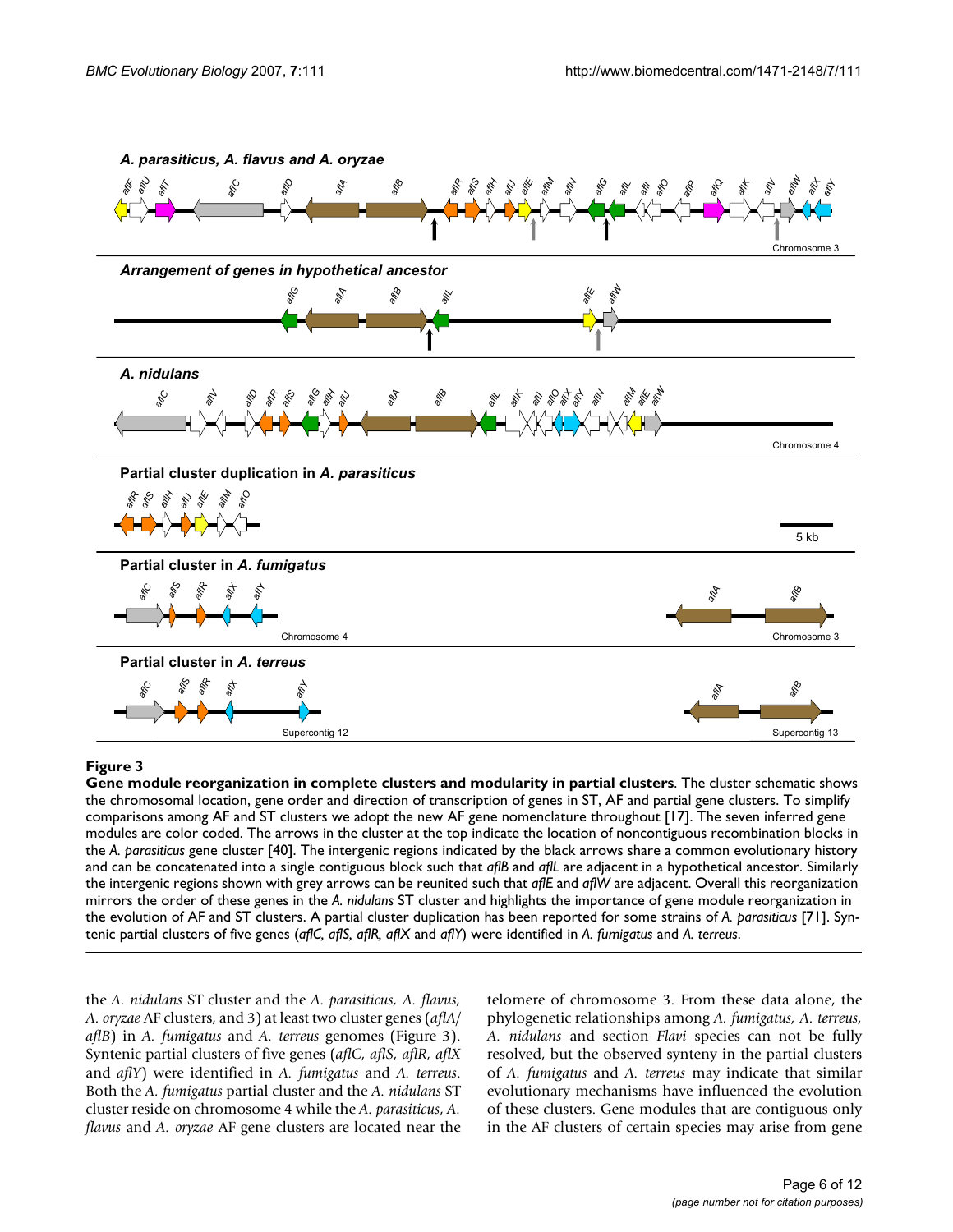**Figure 3**

**Gene module reorganization in complete clusters and modularity in partial clusters**. The cluster schematic shows the chromosomal location, gene order and direction of transcription of genes in ST, AF and partial gene clusters. To simplify comparisons among AF and ST clusters we adopt the new AF gene nomenclature throughout [17]. The seven inferred gene modules are color coded. The arrows in the cluster at the top indicate the location of noncontiguous recombination blocks in the *A. parasiticus* gene cluster [40]. The intergenic regions indicated by the black arrows share a common evolutionary history and can be concatenated into a single contiguous block such that *aflB* and *aflL* are adjacent in a hypothetical ancestor. Similarly the intergenic regions shown with grey arrows can be reunited such that *aflE* and *aflW* are adjacent. Overall this reorganization mirrors the order of these genes in the *A. nidulans* ST cluster and highlights the importance of gene module reorganization in the evolution of AF and ST clusters. A partial cluster duplication has been reported for some strains of *A. parasiticus* [71]. Syntenic partial clusters of five genes (*aflC, aflS, aflR, aflX* and *aflY*) were identified in *A. fumigatus* and *A. terreus*.

the *A. nidulans* ST cluster and the *A. parasiticus, A. flavus, A. oryzae* AF clusters, and 3) at least two cluster genes (*aflA/aflB*) in *A. fumigatus* and *A. terreus* genomes (Figure 3). Syntenic partial clusters of five genes (*aflC, aflS, aflR, aflX* and *aflY*) were identified in *A. fumigatus* and *A. terreus*. Both the *A. fumigatus* partial cluster and the *A. nidulans* ST cluster reside on chromosome 4 while the *A. parasiticus, A. flavus* and *A. oryzae* AF gene clusters are located near the telomere of chromosome 3. From these data alone, the phylogenetic relationships among *A. fumigatus, A. terreus, A. nidulans* and section *Flavi* species can not be fully resolved, but the observed synteny in the partial clusters of *A. fumigatus* and *A. terreus* may indicate that similar evolutionary mechanisms have influenced the evolution of these clusters. Gene modules that are contiguous only in the AF clusters of certain species may arise from gene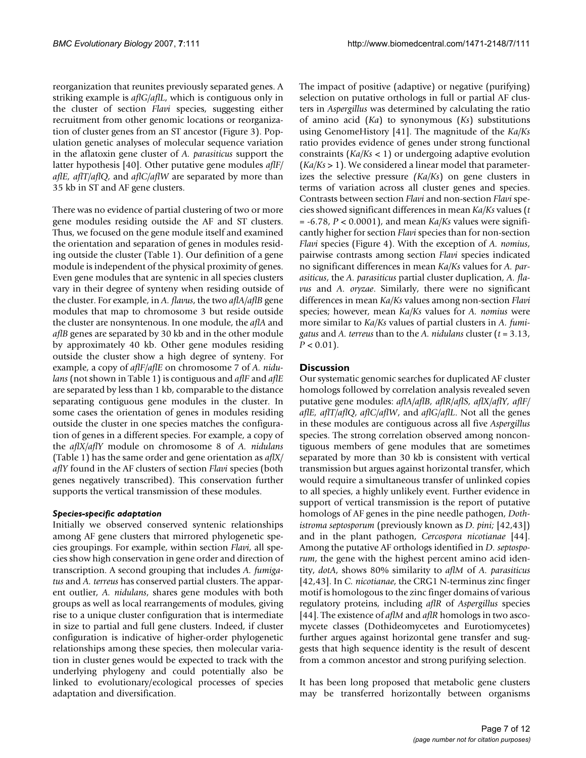reorganization that reunites previously separated genes. A striking example is *aflG/aflL*, which is contiguous only in the cluster of section *Flavi* species, suggesting either recruitment from other genomic locations or reorganization of cluster genes from an ST ancestor (Figure 3). Population genetic analyses of molecular sequence variation in the aflatoxin gene cluster of *A. parasiticus* support the latter hypothesis [40]. Other putative gene modules *aflF/aflE*, *aflT/aflQ*, and *aflC/aflW* are separated by more than 35 kb in ST and AF gene clusters.

There was no evidence of partial clustering of two or more gene modules residing outside the AF and ST clusters. Thus, we focused on the gene module itself and examined the orientation and separation of genes in modules residing outside the cluster (Table 1). Our definition of a gene module is independent of the physical proximity of genes. Even gene modules that are syntenic in all species clusters vary in their degree of synteny when residing outside of the cluster. For example, in *A. flavus*, the two *aflA/aflB* gene modules that map to chromosome 3 but reside outside the cluster are nonsyntenous. In one module, the *aflA* and *aflB* genes are separated by 30 kb and in the other module by approximately 40 kb. Other gene modules residing outside the cluster show a high degree of synteny. For example, a copy of *aflF/aflE* on chromosome 7 of *A. nidulans* (not shown in Table 1) is contiguous and *aflF* and *aflE* are separated by less than 1 kb, comparable to the distance separating contiguous gene modules in the cluster. In some cases the orientation of genes in modules residing outside the cluster in one species matches the configuration of genes in a different species. For example, a copy of the *aflX/aflY* module on chromosome 8 of *A. nidulans* (Table 1) has the same order and gene orientation as *aflX/aflY* found in the AF clusters of section *Flavi* species (both genes negatively transcribed). This conservation further supports the vertical transmission of these modules.

### *Species-specific adaptation*

Initially we observed conserved syntenic relationships among AF gene clusters that mirrored phylogenetic species groupings. For example, within section *Flavi*, all species show high conservation in gene order and direction of transcription. A second grouping that includes *A. fumigatus* and *A. terreus* has conserved partial clusters. The apparent outlier, *A. nidulans*, shares gene modules with both groups as well as local rearrangements of modules, giving rise to a unique cluster configuration that is intermediate in size to partial and full gene clusters. Indeed, if cluster configuration is indicative of higher-order phylogenetic relationships among these species, then molecular variation in cluster genes would be expected to track with the underlying phylogeny and could potentially also be linked to evolutionary/ecological processes of species adaptation and diversification.

The impact of positive (adaptive) or negative (purifying) selection on putative orthologs in full or partial AF clusters in *Aspergillus* was determined by calculating the ratio of amino acid (*Ka*) to synonymous (*Ks*) substitutions using GenomeHistory [41]. The magnitude of the *Ka/Ks* ratio provides evidence of genes under strong functional constraints (*Ka/Ks* < 1) or undergoing adaptive evolution (*Ka/Ks* > 1). We considered a linear model that parameterizes the selective pressure (*Ka/Ks*) on gene clusters in terms of variation across all cluster genes and species. Contrasts between section *Flavi* and non-section *Flavi* species showed significant differences in mean *Ka/Ks* values ($t = -6.78$, $P < 0.0001$), and mean *Ka/Ks* values were significantly higher for section *Flavi* species than for non-section *Flavi* species (Figure 4). With the exception of *A. nomius*, pairwise contrasts among section *Flavi* species indicated no significant differences in mean *Ka/Ks* values for *A. parasiticus*, the *A. parasiticus* partial cluster duplication, *A. flavus* and *A. oryzae*. Similarly, there were no significant differences in mean *Ka/Ks* values among non-section *Flavi* species; however, mean *Ka/Ks* values for *A. nomius* were more similar to *Ka/Ks* values of partial clusters in *A. fumigatus* and *A. terreus* than to the *A. nidulans* cluster ($t = 3.13$, $P < 0.01$).

## Discussion

Our systematic genomic searches for duplicated AF cluster homologs followed by correlation analysis revealed seven putative gene modules: *aflA/aflB*, *aflR/aflS*, *aflX/aflY*, *aflF/aflE*, *aflT/aflQ*, *aflC/aflW*, and *aflG/aflL*. Not all the genes in these modules are contiguous across all five *Aspergillus* species. The strong correlation observed among noncontiguous members of gene modules that are sometimes separated by more than 30 kb is consistent with vertical transmission but argues against horizontal transfer, which would require a simultaneous transfer of unlinked copies to all species, a highly unlikely event. Further evidence in support of vertical transmission is the report of putative homologs of AF genes in the pine needle pathogen, *Dothistroma septosporum* (previously known as *D. pini*; [42,43]) and in the plant pathogen, *Cercospora nicotianae* [44]. Among the putative AF orthologs identified in *D. septosporum*, the gene with the highest percent amino acid identity, *dotA*, shows 80% similarity to *aflM* of *A. parasiticus* [42,43]. In *C. nicotianae*, the CRG1 N-terminus zinc finger motif is homologous to the zinc finger domains of various regulatory proteins, including *aflR* of *Aspergillus* species [44]. The existence of *aflM* and *aflR* homologs in two ascomycete classes (Dothideomycetes and Eurotiomycetes) further argues against horizontal gene transfer and suggests that high sequence identity is the result of descent from a common ancestor and strong purifying selection.

It has been long proposed that metabolic gene clusters may be transferred horizontally between organisms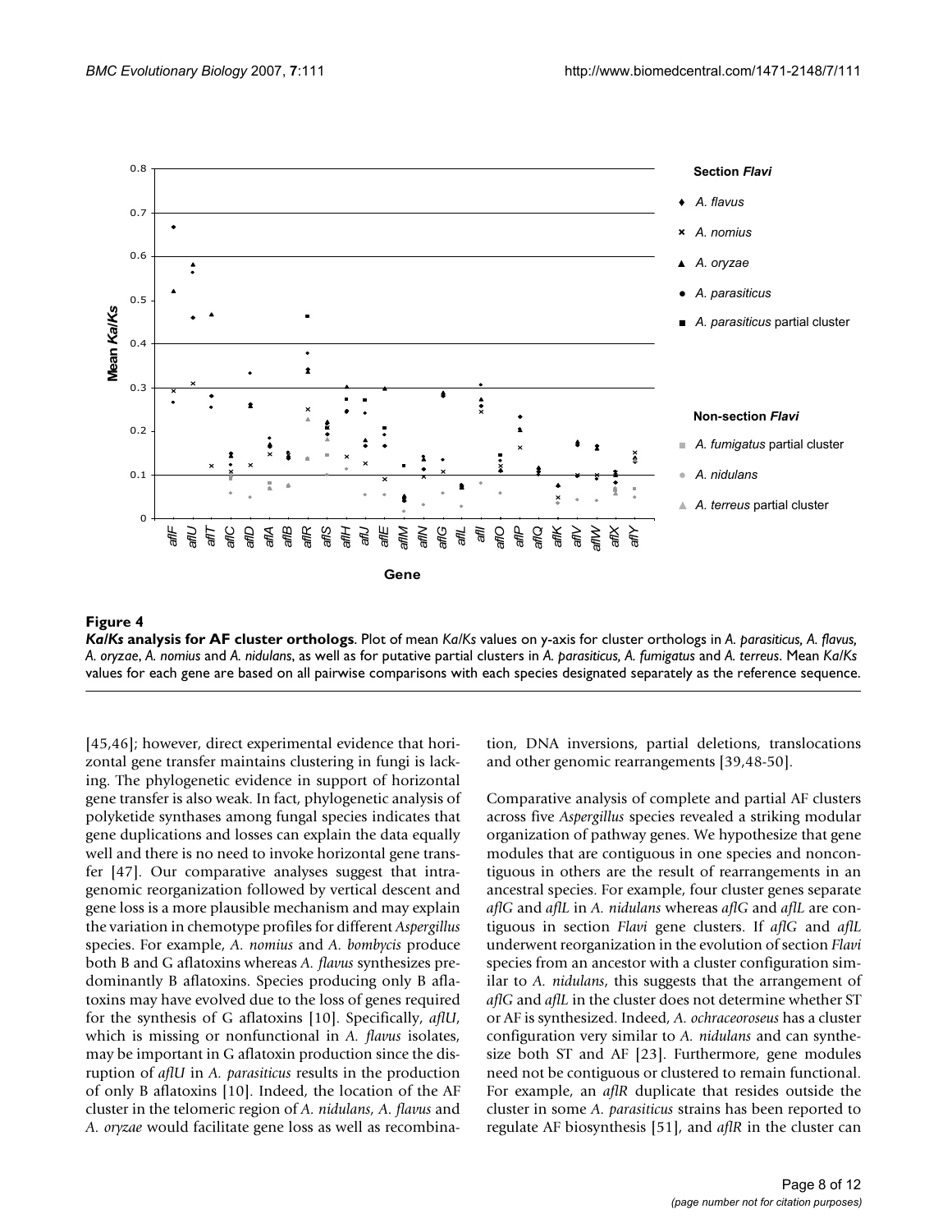**Figure 4**

***Ka/Ks* analysis for AF cluster orthologs**. Plot of mean *Ka/Ks* values on y-axis for cluster orthologs in *A. parasiticus*, *A. flavus*, *A. oryzae*, *A. nomius* and *A. nidulans*, as well as for putative partial clusters in *A. parasiticus*, *A. fumigatus* and *A. terreus*. Mean *Ka/Ks* values for each gene are based on all pairwise comparisons with each species designated separately as the reference sequence.

[45,46]; however, direct experimental evidence that horizontal gene transfer maintains clustering in fungi is lacking. The phylogenetic evidence in support of horizontal gene transfer is also weak. In fact, phylogenetic analysis of polyketide synthases among fungal species indicates that gene duplications and losses can explain the data equally well and there is no need to invoke horizontal gene transfer [47]. Our comparative analyses suggest that intragenomic reorganization followed by vertical descent and gene loss is a more plausible mechanism and may explain the variation in chemotype profiles for different *Aspergillus* species. For example, *A. nomius* and *A. bombycis* produce both B and G aflatoxins whereas *A. flavus* synthesizes predominantly B aflatoxins. Species producing only B aflatoxins may have evolved due to the loss of genes required for the synthesis of G aflatoxins [10]. Specifically, *aflU*, which is missing or nonfunctional in *A. flavus* isolates, may be important in G aflatoxin production since the disruption of *aflU* in *A. parasiticus* results in the production of only B aflatoxins [10]. Indeed, the location of the AF cluster in the telomeric region of *A. nidulans, A. flavus* and *A. oryzae* would facilitate gene loss as well as recombination, DNA inversions, partial deletions, translocations and other genomic rearrangements [39,48-50].

Comparative analysis of complete and partial AF clusters across five *Aspergillus* species revealed a striking modular organization of pathway genes. We hypothesize that gene modules that are contiguous in one species and noncontiguous in others are the result of rearrangements in an ancestral species. For example, four cluster genes separate *aflG* and *aflL* in *A. nidulans* whereas *aflG* and *aflL* are contiguous in section *Flavi* gene clusters. If *aflG* and *aflL* underwent reorganization in the evolution of section *Flavi* species from an ancestor with a cluster configuration similar to *A. nidulans*, this suggests that the arrangement of *aflG* and *aflL* in the cluster does not determine whether ST or AF is synthesized. Indeed, *A. ochraceoroseus* has a cluster configuration very similar to *A. nidulans* and can synthesize both ST and AF [23]. Furthermore, gene modules need not be contiguous or clustered to remain functional. For example, an *aflR* duplicate that resides outside the cluster in some *A. parasiticus* strains has been reported to regulate AF biosynthesis [51], and *aflR* in the cluster can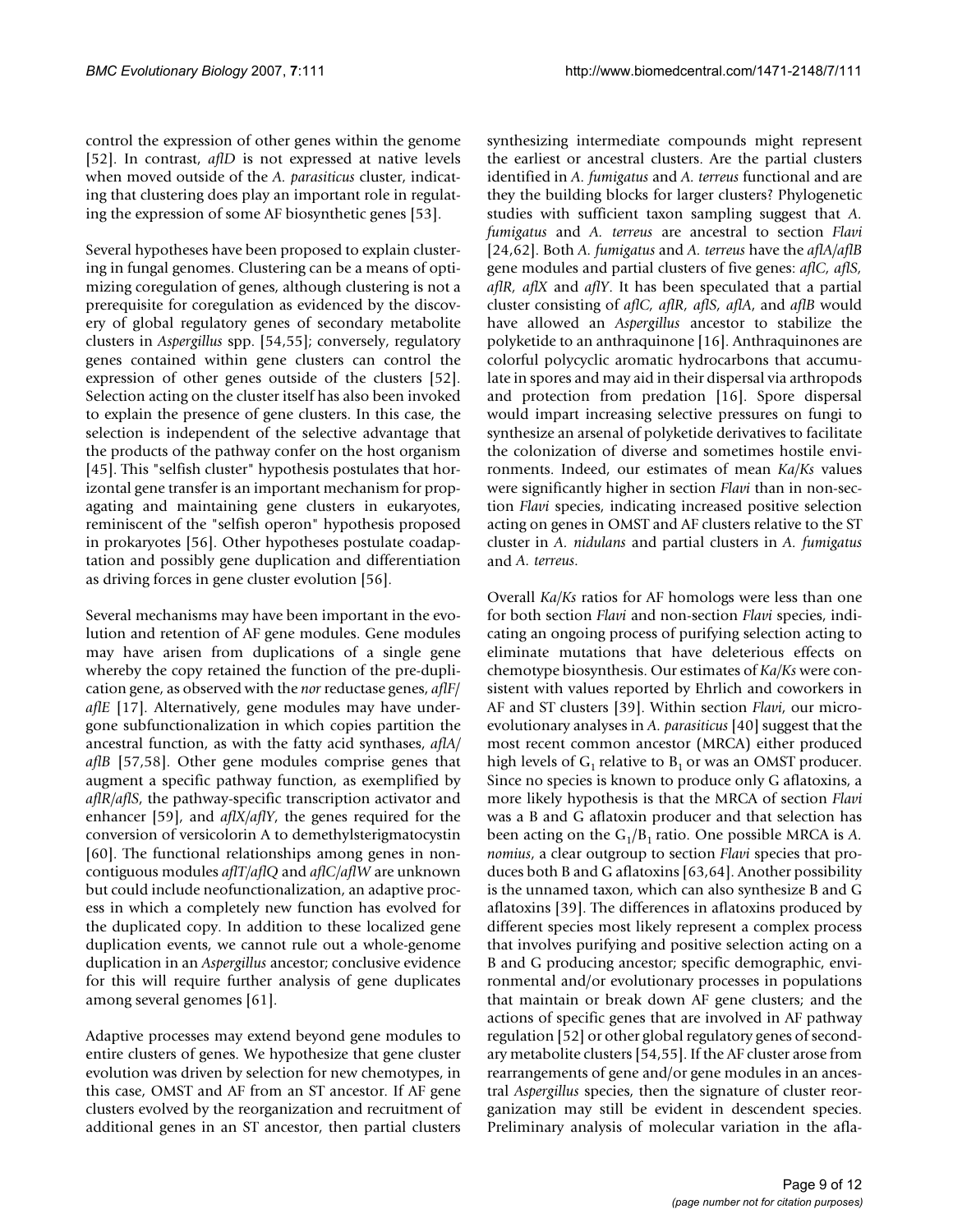control the expression of other genes within the genome [52]. In contrast, *aflD* is not expressed at native levels when moved outside of the *A. parasiticus* cluster, indicating that clustering does play an important role in regulating the expression of some AF biosynthetic genes [53].

Several hypotheses have been proposed to explain clustering in fungal genomes. Clustering can be a means of optimizing coregulation of genes, although clustering is not a prerequisite for coregulation as evidenced by the discovery of global regulatory genes of secondary metabolite clusters in *Aspergillus* spp. [54,55]; conversely, regulatory genes contained within gene clusters can control the expression of other genes outside of the clusters [52]. Selection acting on the cluster itself has also been invoked to explain the presence of gene clusters. In this case, the selection is independent of the selective advantage that the products of the pathway confer on the host organism [45]. This "selfish cluster" hypothesis postulates that horizontal gene transfer is an important mechanism for propagating and maintaining gene clusters in eukaryotes, reminiscent of the "selfish operon" hypothesis proposed in prokaryotes [56]. Other hypotheses postulate coadaptation and possibly gene duplication and differentiation as driving forces in gene cluster evolution [56].

Several mechanisms may have been important in the evolution and retention of AF gene modules. Gene modules may have arisen from duplications of a single gene whereby the copy retained the function of the pre-duplication gene, as observed with the *nor* reductase genes, *aflF/aflE* [17]. Alternatively, gene modules may have undergone subfunctionalization in which copies partition the ancestral function, as with the fatty acid synthases, *aflA/aflB* [57,58]. Other gene modules comprise genes that augment a specific pathway function, as exemplified by *aflR/aflS*, the pathway-specific transcription activator and enhancer [59], and *aflX/aflY*, the genes required for the conversion of versicolorin A to demethylsterigmatocystin [60]. The functional relationships among genes in noncontiguous modules *aflT/aflQ* and *aflC/aflW* are unknown but could include neofunctionalization, an adaptive process in which a completely new function has evolved for the duplicated copy. In addition to these localized gene duplication events, we cannot rule out a whole-genome duplication in an *Aspergillus* ancestor; conclusive evidence for this will require further analysis of gene duplicates among several genomes [61].

Adaptive processes may extend beyond gene modules to entire clusters of genes. We hypothesize that gene cluster evolution was driven by selection for new chemotypes, in this case, OMST and AF from an ST ancestor. If AF gene clusters evolved by the reorganization and recruitment of additional genes in an ST ancestor, then partial clusters synthesizing intermediate compounds might represent the earliest or ancestral clusters. Are the partial clusters identified in *A. fumigatus* and *A. terreus* functional and are they the building blocks for larger clusters? Phylogenetic studies with sufficient taxon sampling suggest that *A. fumigatus* and *A. terreus* are ancestral to section *Flavi* [24,62]. Both *A. fumigatus* and *A. terreus* have the *aflA/aflB* gene modules and partial clusters of five genes: *aflC, aflS, aflR, aflX* and *aflY*. It has been speculated that a partial cluster consisting of *aflC, aflR, aflS, aflA*, and *aflB* would have allowed an *Aspergillus* ancestor to stabilize the polyketide to an anthraquinone [16]. Anthraquinones are colorful polycyclic aromatic hydrocarbons that accumulate in spores and may aid in their dispersal via arthropods and protection from predation [16]. Spore dispersal would impart increasing selective pressures on fungi to synthesize an arsenal of polyketide derivatives to facilitate the colonization of diverse and sometimes hostile environments. Indeed, our estimates of mean *Ka/Ks* values were significantly higher in section *Flavi* than in non-section *Flavi* species, indicating increased positive selection acting on genes in OMST and AF clusters relative to the ST cluster in *A. nidulans* and partial clusters in *A. fumigatus* and *A. terreus*.

Overall *Ka/Ks* ratios for AF homologs were less than one for both section *Flavi* and non-section *Flavi* species, indicating an ongoing process of purifying selection acting to eliminate mutations that have deleterious effects on chemotype biosynthesis. Our estimates of *Ka/Ks* were consistent with values reported by Ehrlich and coworkers in AF and ST clusters [39]. Within section *Flavi*, our microevolutionary analyses in *A. parasiticus* [40] suggest that the most recent common ancestor (MRCA) either produced high levels of $G_1$ relative to $B_1$ or was an OMST producer. Since no species is known to produce only G aflatoxins, a more likely hypothesis is that the MRCA of section *Flavi* was a B and G aflatoxin producer and that selection has been acting on the $G_1/B_1$ ratio. One possible MRCA is *A. nomius*, a clear outgroup to section *Flavi* species that produces both B and G aflatoxins [63,64]. Another possibility is the unnamed taxon, which can also synthesize B and G aflatoxins [39]. The differences in aflatoxins produced by different species most likely represent a complex process that involves purifying and positive selection acting on a B and G producing ancestor; specific demographic, environmental and/or evolutionary processes in populations that maintain or break down AF gene clusters; and the actions of specific genes that are involved in AF pathway regulation [52] or other global regulatory genes of secondary metabolite clusters [54,55]. If the AF cluster arose from rearrangements of gene and/or gene modules in an ancestral *Aspergillus* species, then the signature of cluster reorganization may still be evident in descendent species. Preliminary analysis of molecular variation in the afla-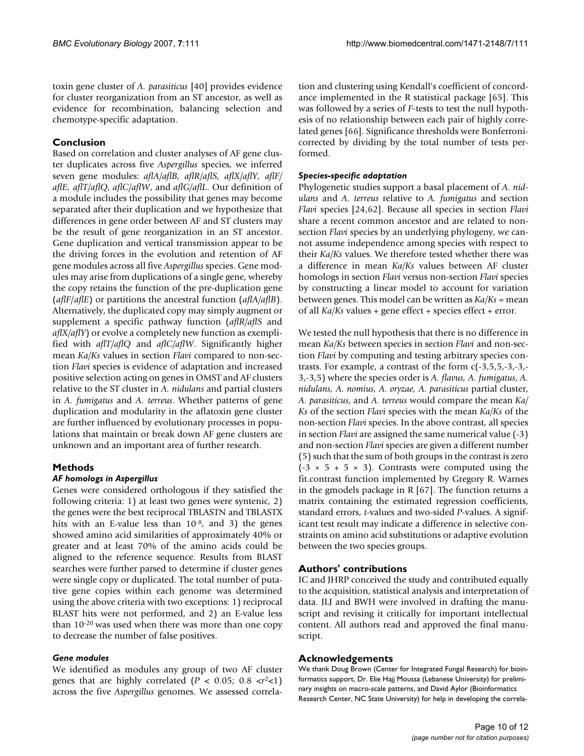toxin gene cluster of *A. parasiticus* [40] provides evidence for cluster reorganization from an ST ancestor, as well as evidence for recombination, balancing selection and chemotype-specific adaptation.

## Conclusion

Based on correlation and cluster analyses of AF gene cluster duplicates across five *Aspergillus* species, we inferred seven gene modules: *aflA*/*aflB*, *aflR*/*aflS*, *aflX*/*aflY*, *aflF*/*aflE*, *aflT*/*aflQ*, *aflC*/*aflW*, and *aflG*/*aflL*. Our definition of a module includes the possibility that genes may become separated after their duplication and we hypothesize that differences in gene order between AF and ST clusters may be the result of gene reorganization in an ST ancestor. Gene duplication and vertical transmission appear to be the driving forces in the evolution and retention of AF gene modules across all five *Aspergillus* species. Gene modules may arise from duplications of a single gene, whereby the copy retains the function of the pre-duplication gene (*aflF*/*aflE*) or partitions the ancestral function (*aflA*/*aflB*). Alternatively, the duplicated copy may simply augment or supplement a specific pathway function (*aflR*/*aflS* and *aflX*/*aflY*) or evolve a completely new function as exemplified with *aflT*/*aflQ* and *aflC*/*aflW*. Significantly higher mean *Ka*/*Ks* values in section *Flavi* compared to non-section *Flavi* species is evidence of adaptation and increased positive selection acting on genes in OMST and AF clusters relative to the ST cluster in *A. nidulans* and partial clusters in *A. fumigatus* and *A. terreus*. Whether patterns of gene duplication and modularity in the aflatoxin gene cluster are further influenced by evolutionary processes in populations that maintain or break down AF gene clusters are unknown and an important area of further research.

## Methods

### *AF homologs in Aspergillus*

Genes were considered orthologous if they satisfied the following criteria: 1) at least two genes were syntenic, 2) the genes were the best reciprocal TBLASTN and TBLASTX hits with an E-value less than $10^{-8}$, and 3) the genes showed amino acid similarities of approximately 40% or greater and at least 70% of the amino acids could be aligned to the reference sequence. Results from BLAST searches were further parsed to determine if cluster genes were single copy or duplicated. The total number of putative gene copies within each genome was determined using the above criteria with two exceptions: 1) reciprocal BLAST hits were not performed, and 2) an E-value less than $10^{-20}$ was used when there was more than one copy to decrease the number of false positives.

### *Gene modules*

We identified as modules any group of two AF cluster genes that are highly correlated ($P < 0.05$; $0.8 < r^2 < 1$) across the five *Aspergillus* genomes. We assessed correlation and clustering using Kendall's coefficient of concordance implemented in the R statistical package [65]. This was followed by a series of *F*-tests to test the null hypothesis of no relationship between each pair of highly correlated genes [66]. Significance thresholds were Bonferroni-corrected by dividing by the total number of tests performed.

### *Species-specific adaptation*

Phylogenetic studies support a basal placement of *A. nidulans* and *A. terreus* relative to *A. fumigatus* and section *Flavi* species [24,62]. Because all species in section *Flavi* share a recent common ancestor and are related to non-section *Flavi* species by an underlying phylogeny, we cannot assume independence among species with respect to their *Ka*/*Ks* values. We therefore tested whether there was a difference in mean *Ka*/*Ks* values between AF cluster homologs in section *Flavi* versus non-section *Flavi* species by constructing a linear model to account for variation between genes. This model can be written as *Ka*/*Ks* = mean of all *Ka*/*Ks* values + gene effect + species effect + error.

We tested the null hypothesis that there is no difference in mean *Ka*/*Ks* between species in section *Flavi* and non-section *Flavi* by computing and testing arbitrary species contrasts. For example, a contrast of the form c(-3,5,5,-3,-3,-3,-3,5) where the species order is *A. flavus, A. fumigatus*, *A. nidulans*, *A. nomius*, *A. oryzae*, *A. parasiticus* partial cluster, *A. parasiticus*, and *A. terreus* would compare the mean *Ka*/*Ks* of the section *Flavi* species with the mean *Ka*/*Ks* of the non-section *Flavi* species. In the above contrast, all species in section *Flavi* are assigned the same numerical value (-3) and non-section *Flavi* species are given a different number (5) such that the sum of both groups in the contrast is zero ($-3 \times 5 + 5 \times 3$). Contrasts were computed using the fit.contrast function implemented by Gregory R. Warnes in the gmodels package in R [67]. The function returns a matrix containing the estimated regression coefficients, standard errors, *t*-values and two-sided *P*-values. A significant test result may indicate a difference in selective constraints on amino acid substitutions or adaptive evolution between the two species groups.

## Authors' contributions

IC and JHRP conceived the study and contributed equally to the acquisition, statistical analysis and interpretation of data. JLJ and BWH were involved in drafting the manuscript and revising it critically for important intellectual content. All authors read and approved the final manuscript.

## Acknowledgements

We thank Doug Brown (Center for Integrated Fungal Research) for bioinformatics support, Dr. Elie Hajj Moussa (Lebanese University) for preliminary insights on macro-scale patterns, and David Aylor (Bioinformatics Research Center, NC State University) for help in developing the correla-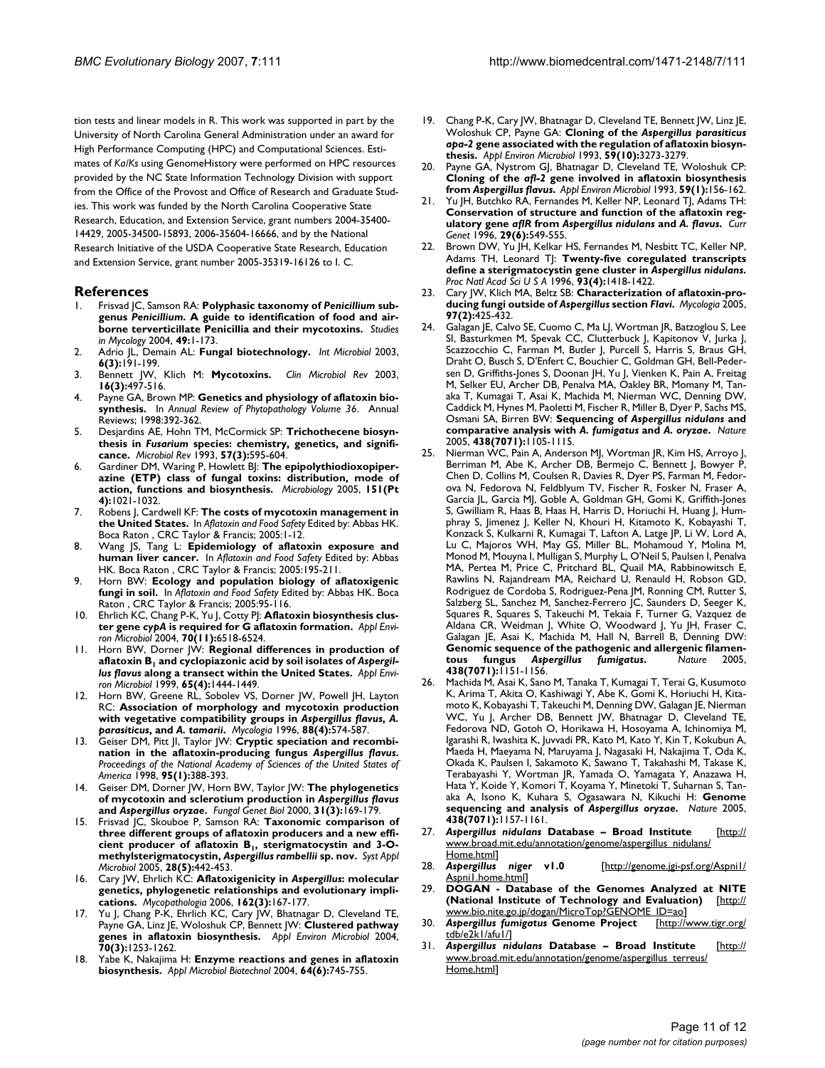tion tests and linear models in R. This work was supported in part by the University of North Carolina General Administration under an award for High Performance Computing (HPC) and Computational Sciences. Estimates of *Ka/Ks* using GenomeHistory were performed on HPC resources provided by the NC State Information Technology Division with support from the Office of the Provost and Office of Research and Graduate Studies. This work was funded by the North Carolina Cooperative State Research, Education, and Extension Service, grant numbers 2004-35400-14429, 2005-34500-15893, 2006-35604-16666, and by the National Research Initiative of the USDA Cooperative State Research, Education and Extension Service, grant number 2005-35319-16126 to I. C.

## References

1. Frisvad JC, Samson RA: **Polyphasic taxonomy of *Penicillium* subgenus *Penicillium*. A guide to identification of food and airborne terverticillate Penicillia and their mycotoxins.** *Studies in Mycology* 2004, **49:**1-173.
2. Adrio JL, Demain AL: **Fungal biotechnology.** *Int Microbiol* 2003, **6(3):**191-199.
3. Bennett JW, Klich M: **Mycotoxins.** *Clin Microbiol Rev* 2003, **16(3):**497-516.
4. Payne GA, Brown MP: **Genetics and physiology of aflatoxin biosynthesis.** In *Annual Review of Phytopathology Volume 36*. Annual Reviews; 1998:392-362.
5. Desjardins AE, Hohn TM, McCormick SP: **Trichothecene biosynthesis in *Fusarium* species: chemistry, genetics, and significance.** *Microbiol Rev* 1993, **57(3):**595-604.
6. Gardiner DM, Waring P, Howlett BJ: **The epipolythiodioxopiperazine (ETP) class of fungal toxins: distribution, mode of action, functions and biosynthesis.** *Microbiology* 2005, **151(Pt 4):**1021-1032.
7. Robens J, Cardwell KF: **The costs of mycotoxin management in the United States.** In *Aflatoxin and Food Safety* Edited by: Abbas HK. Boca Raton , CRC Taylor & Francis; 2005:1-12.
8. Wang JS, Tang L: **Epidemiology of aflatoxin exposure and human liver cancer.** In *Aflatoxin and Food Safety* Edited by: Abbas HK. Boca Raton , CRC Taylor & Francis; 2005:195-211.
9. Horn BW: **Ecology and population biology of aflatoxigenic fungi in soil.** In *Aflatoxin and Food Safety* Edited by: Abbas HK. Boca Raton , CRC Taylor & Francis; 2005:95-116.
10. Ehrlich KC, Chang P-K, Yu J, Cotty PJ: **Aflatoxin biosynthesis cluster gene *cypA* is required for G aflatoxin formation.** *Appl Environ Microbiol* 2004, **70(11):**6518-6524.
11. Horn BW, Dorner JW: **Regional differences in production of aflatoxin $B_1$ and cyclopiazonic acid by soil isolates of *Aspergillus flavus* along a transect within the United States.** *Appl Environ Microbiol* 1999, **65(4):**1444-1449.
12. Horn BW, Greene RL, Sobolev VS, Dorner JW, Powell JH, Layton RC: **Association of morphology and mycotoxin production with vegetative compatibility groups in *Aspergillus flavus*, *A. parasiticus*, and *A. tamarii*.** *Mycologia* 1996, **88(4):**574-587.
13. Geiser DM, Pitt JI, Taylor JW: **Cryptic speciation and recombination in the aflatoxin-producing fungus *Aspergillus flavus*.** *Proceedings of the National Academy of Sciences of the United States of America* 1998, **95(1):**388-393.
14. Geiser DM, Dorner JW, Horn BW, Taylor JW: **The phylogenetics of mycotoxin and sclerotium production in *Aspergillus flavus* and *Aspergillus oryzae*.** *Fungal Genet Biol* 2000, **31(3):**169-179.
15. Frisvad JC, Skouboe P, Samson RA: **Taxonomic comparison of three different groups of aflatoxin producers and a new efficient producer of aflatoxin $B_1$, sterigmatocystin and 3-O-methylsterigmatocystin, *Aspergillus rambellii* sp. nov.** *Syst Appl Microbiol* 2005, **28(5):**442-453.
16. Cary JW, Ehrlich KC: **Aflatoxigenicity in *Aspergillus*: molecular genetics, phylogenetic relationships and evolutionary implications.** *Mycopathologia* 2006, **162(3):**167-177.
17. Yu J, Chang P-K, Ehrlich KC, Cary JW, Bhatnagar D, Cleveland TE, Payne GA, Linz JE, Woloshuk CP, Bennett JW: **Clustered pathway genes in aflatoxin biosynthesis.** *Appl Environ Microbiol* 2004, **70(3):**1253-1262.
18. Yabe K, Nakajima H: **Enzyme reactions and genes in aflatoxin biosynthesis.** *Appl Microbiol Biotechnol* 2004, **64(6):**745-755.
19. Chang P-K, Cary JW, Bhatnagar D, Cleveland TE, Bennett JW, Linz JE, Woloshuk CP, Payne GA: **Cloning of the *Aspergillus parasiticus apa-2* gene associated with the regulation of aflatoxin biosynthesis.** *Appl Environ Microbiol* 1993, **59(10):**3273-3279.
20. Payne GA, Nystrom GJ, Bhatnagar D, Cleveland TE, Woloshuk CP: **Cloning of the *afl-2* gene involved in aflatoxin biosynthesis from *Aspergillus flavus*.** *Appl Environ Microbiol* 1993, **59(1):**156-162.
21. Yu JH, Butchko RA, Fernandes M, Keller NP, Leonard TJ, Adams TH: **Conservation of structure and function of the aflatoxin regulatory gene *aflR* from *Aspergillus nidulans* and *A. flavus*.** *Curr Genet* 1996, **29(6):**549-555.
22. Brown DW, Yu JH, Kelkar HS, Fernandes M, Nesbitt TC, Keller NP, Adams TH, Leonard TJ: **Twenty-five coregulated transcripts define a sterigmatocystin gene cluster in *Aspergillus nidulans*.** *Proc Natl Acad Sci U S A* 1996, **93(4):**1418-1422.
23. Cary JW, Klich MA, Beltz SB: **Characterization of aflatoxin-producing fungi outside of *Aspergillus* section *Flavi*.** *Mycologia* 2005, **97(2):**425-432.
24. Galagan JE, Calvo SE, Cuomo C, Ma LJ, Wortman JR, Batzoglou S, Lee SI, Basturkmen M, Spevak CC, Clutterbuck J, Kapitonov V, Jurka J, Scazzocchio C, Farman M, Butler J, Purcell S, Harris S, Braus GH, Draht O, Busch S, D'Enfert C, Bouchier C, Goldman GH, Bell-Pedersen D, Griffiths-Jones S, Doonan JH, Yu J, Vienken K, Pain A, Freitag M, Selker EU, Archer DB, Penalva MA, Oakley BR, Momany M, Tanaka T, Kumagai T, Asai K, Machida M, Nierman WC, Denning DW, Caddick M, Hynes M, Paoletti M, Fischer R, Miller B, Dyer P, Sachs MS, Osmani SA, Birren BW: **Sequencing of *Aspergillus nidulans* and comparative analysis with *A. fumigatus* and *A. oryzae*.** *Nature* 2005, **438(7071):**1105-1115.
25. Nierman WC, Pain A, Anderson MJ, Wortman JR, Kim HS, Arroyo J, Berriman M, Abe K, Archer DB, Bermejo C, Bennett J, Bowyer P, Chen D, Collins M, Coulsen R, Davies R, Dyer PS, Farman M, Fedorova N, Fedorova N, Feldblyum TV, Fischer R, Fosker N, Fraser A, Garcia JL, Garcia MJ, Goble A, Goldman GH, Gomi K, Griffith-Jones S, Gwilliam R, Haas B, Haas H, Harris D, Horiuchi H, Huang J, Humphray S, Jimenez J, Keller N, Khouri H, Kitamoto K, Kobayashi T, Konzack S, Kulkarni R, Kumagai T, Lafton A, Latge JP, Li W, Lord A, Lu C, Majoros WH, May GS, Miller BL, Mohamoud Y, Molina M, Monod M, Mouyna I, Mulligan S, Murphy L, O'Neil S, Paulsen I, Penalva MA, Pertea M, Price C, Pritchard BL, Quail MA, Rabbinowitsch E, Rawlins N, Rajandream MA, Reichard U, Renauld H, Robson GD, Rodriguez de Cordoba S, Rodriguez-Pena JM, Ronning CM, Rutter S, Salzberg SL, Sanchez M, Sanchez-Ferrero JC, Saunders D, Seeger K, Squares R, Squares S, Takeuchi M, Tekaia F, Turner G, Vazquez de Aldana CR, Weidman J, White O, Woodward J, Yu JH, Fraser C, Galagan JE, Asai K, Machida M, Hall N, Barrell B, Denning DW: **Genomic sequence of the pathogenic and allergenic filamentous fungus *Aspergillus fumigatus*.** *Nature* 2005, **438(7071):**1151-1156.
26. Machida M, Asai K, Sano M, Tanaka T, Kumagai T, Terai G, Kusumoto K, Arima T, Akita O, Kashiwagi Y, Abe K, Gomi K, Horiuchi H, Kitamoto K, Kobayashi T, Takeuchi M, Denning DW, Galagan JE, Nierman WC, Yu J, Archer DB, Bennett JW, Bhatnagar D, Cleveland TE, Fedorova ND, Gotoh O, Horikawa H, Hosoyama A, Ichinomiya M, Igarashi R, Iwashita K, Juvvadi PR, Kato M, Kato Y, Kin T, Kokubun A, Maeda H, Maeyama N, Maruyama J, Nagasaki H, Nakajima T, Oda K, Okada K, Paulsen I, Sakamoto K, Sawano T, Takahashi M, Takase K, Terabayashi Y, Wortman JR, Yamada O, Yamagata Y, Anazawa H, Hata Y, Koide Y, Komori T, Koyama Y, Minetoki T, Suharnan S, Tanaka A, Isono K, Kuhara S, Ogasawara N, Kikuchi H: **Genome sequencing and analysis of *Aspergillus oryzae*.** *Nature* 2005, **438(7071):**1157-1161.
27. ***Aspergillus nidulans* Database – Broad Institute** [http://www.broad.mit.edu/annotation/genome/aspergillus_nidulans/Home.html]
28. ***Aspergillus niger* v1.0** [http://genome.jgi-psf.org/Aspni1/Aspni1.home.html]
29. **DOGAN - Database of the Genomes Analyzed at NITE (National Institute of Technology and Evaluation)** [http://www.bio.nite.go.jp/dogan/MicroTop?GENOME_ID=ao]
30. ***Aspergillus fumigatus* Genome Project** [http://www.tigr.org/tdb/e2k1/afu1/]
31. ***Aspergillus nidulans* Database – Broad Institute** [http://www.broad.mit.edu/annotation/genome/aspergillus_terreus/Home.html]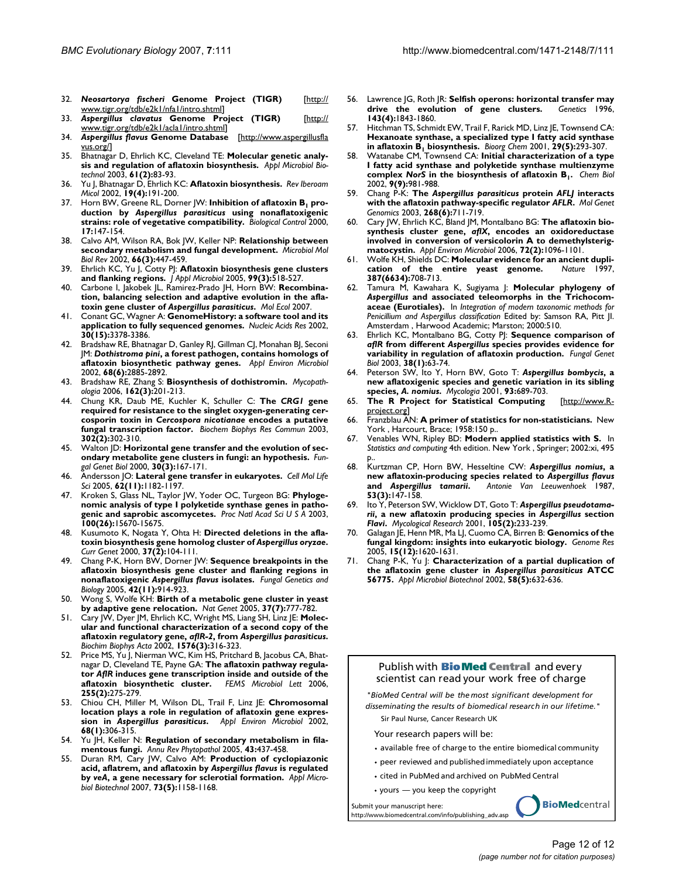32. ***Neosartorya fischeri* Genome Project (TIGR)** [http://www.tigr.org/tdb/e2k1/nfa1/intro.shtml]
33. ***Aspergillus clavatus* Genome Project (TIGR)** [http://www.tigr.org/tdb/e2k1/acla1/intro.shtml]
34. ***Aspergillus flavus* Genome Database** [http://www.aspergillusflavus.org/]
35. Bhatnagar D, Ehrlich KC, Cleveland TE: **Molecular genetic analysis and regulation of aflatoxin biosynthesis.** *Appl Microbiol Biotechnol* 2003, **61(2):**83-93.
36. Yu J, Bhatnagar D, Ehrlich KC: **Aflatoxin biosynthesis.** *Rev Iberoam Micol* 2002, **19(4):**191-200.
37. Horn BW, Greene RL, Dorner JW: **Inhibition of aflatoxin $B_1$ production by *Aspergillus parasiticus* using nonaflatoxigenic strains: role of vegetative compatibility.** *Biological Control* 2000, **17:**147-154.
38. Calvo AM, Wilson RA, Bok JW, Keller NP: **Relationship between secondary metabolism and fungal development.** *Microbiol Mol Biol Rev* 2002, **66(3):**447-459.
39. Ehrlich KC, Yu J, Cotty PJ: **Aflatoxin biosynthesis gene clusters and flanking regions.** *J Appl Microbiol* 2005, **99(3):**518-527.
40. Carbone I, Jakobek JL, Ramirez-Prado JH, Horn BW: **Recombination, balancing selection and adaptive evolution in the aflatoxin gene cluster of *Aspergillus parasiticus*.** *Mol Ecol* 2007.
41. Conant GC, Wagner A: **GenomeHistory: a software tool and its application to fully sequenced genomes.** *Nucleic Acids Res* 2002, **30(15):**3378-3386.
42. Bradshaw RE, Bhatnagar D, Ganley RJ, Gillman CJ, Monahan BJ, Seconi JM: ***Dothistroma pini*, a forest pathogen, contains homologs of aflatoxin biosynthetic pathway genes.** *Appl Environ Microbiol* 2002, **68(6):**2885-2892.
43. Bradshaw RE, Zhang S: **Biosynthesis of dothistromin.** *Mycopathologia* 2006, **162(3):**201-213.
44. Chung KR, Daub ME, Kuchler K, Schuller C: **The *CRG1* gene required for resistance to the singlet oxygen-generating cercosporin toxin in *Cercospora nicotianae* encodes a putative fungal transcription factor.** *Biochem Biophys Res Commun* 2003, **302(2):**302-310.
45. Walton JD: **Horizontal gene transfer and the evolution of secondary metabolite gene clusters in fungi: an hypothesis.** *Fungal Genet Biol* 2000, **30(3):**167-171.
46. Andersson JO: **Lateral gene transfer in eukaryotes.** *Cell Mol Life Sci* 2005, **62(11):**1182-1197.
47. Kroken S, Glass NL, Taylor JW, Yoder OC, Turgeon BG: **Phylogenomic analysis of type I polyketide synthase genes in pathogenic and saprobic ascomycetes.** *Proc Natl Acad Sci U S A* 2003, **100(26):**15670-15675.
48. Kusumoto K, Nogata Y, Ohta H: **Directed deletions in the aflatoxin biosynthesis gene homolog cluster of *Aspergillus oryzae*.** *Curr Genet* 2000, **37(2):**104-111.
49. Chang P-K, Horn BW, Dorner JW: **Sequence breakpoints in the aflatoxin biosynthesis gene cluster and flanking regions in nonaflatoxigenic *Aspergillus flavus* isolates.** *Fungal Genetics and Biology* 2005, **42(11):**914-923.
50. Wong S, Wolfe KH: **Birth of a metabolic gene cluster in yeast by adaptive gene relocation.** *Nat Genet* 2005, **37(7):**777-782.
51. Cary JW, Dyer JM, Ehrlich KC, Wright MS, Liang SH, Linz JE: **Molecular and functional characterization of a second copy of the aflatoxin regulatory gene, *aflR-2*, from *Aspergillus parasiticus*.** *Biochim Biophys Acta* 2002, **1576(3):**316-323.
52. Price MS, Yu J, Nierman WC, Kim HS, Pritchard B, Jacobus CA, Bhatnagar D, Cleveland TE, Payne GA: **The aflatoxin pathway regulator *AflR* induces gene transcription inside and outside of the aflatoxin biosynthetic cluster.** *FEMS Microbiol Lett* 2006, **255(2):**275-279.
53. Chiou CH, Miller M, Wilson DL, Trail F, Linz JE: **Chromosomal location plays a role in regulation of aflatoxin gene expression in *Aspergillus parasiticus*.** *Appl Environ Microbiol* 2002, **68(1):**306-315.
54. Yu JH, Keller N: **Regulation of secondary metabolism in filamentous fungi.** *Annu Rev Phytopathol* 2005, **43:**437-458.
55. Duran RM, Cary JW, Calvo AM: **Production of cyclopiazonic acid, aflatrem, and aflatoxin by *Aspergillus flavus* is regulated by *veA*, a gene necessary for sclerotial formation.** *Appl Microbiol Biotechnol* 2007, **73(5):**1158-1168.
56. Lawrence JG, Roth JR: **Selfish operons: horizontal transfer may drive the evolution of gene clusters.** *Genetics* 1996, **143(4):**1843-1860.
57. Hitchman TS, Schmidt EW, Trail F, Rarick MD, Linz JE, Townsend CA: **Hexanoate synthase, a specialized type I fatty acid synthase in aflatoxin $B_1$ biosynthesis.** *Bioorg Chem* 2001, **29(5):**293-307.
58. Watanabe CM, Townsend CA: **Initial characterization of a type I fatty acid synthase and polyketide synthase multienzyme complex *NorS* in the biosynthesis of aflatoxin $B_1$.** *Chem Biol* 2002, **9(9):**981-988.
59. Chang P-K: **The *Aspergillus parasiticus* protein *AFLJ* interacts with the aflatoxin pathway-specific regulator *AFLR*.** *Mol Genet Genomics* 2003, **268(6):**711-719.
60. Cary JW, Ehrlich KC, Bland JM, Montalbano BG: **The aflatoxin biosynthesis cluster gene, *aflX*, encodes an oxidoreductase involved in conversion of versicolorin A to demethylsterigmatocystin.** *Appl Environ Microbiol* 2006, **72(2):**1096-1101.
61. Wolfe KH, Shields DC: **Molecular evidence for an ancient duplication of the entire yeast genome.** *Nature* 1997, **387(6634):**708-713.
62. Tamura M, Kawahara K, Sugiyama J: **Molecular phylogeny of *Aspergillus* and associated teleomorphs in the Trichocomaceae (Eurotiales).** In *Integration of modern taxonomic methods for Penicillium and Aspergillus classification* Edited by: Samson RA, Pitt JI. Amsterdam , Harwood Academic; Marston; 2000:510.
63. Ehrlich KC, Montalbano BG, Cotty PJ: **Sequence comparison of *aflR* from different *Aspergillus* species provides evidence for variability in regulation of aflatoxin production.** *Fungal Genet Biol* 2003, **38(1):**63-74.
64. Peterson SW, Ito Y, Horn BW, Goto T: ***Aspergillus bombycis*, a new aflatoxigenic species and genetic variation in its sibling species, *A. nomius*.** *Mycologia* 2001, **93:**689-703.
65. **The R Project for Statistical Computing** [http://www.R-project.org]
66. Franzblau AN: **A primer of statistics for non-statisticians.** New York , Harcourt, Brace; 1958:150 p..
67. Venables WN, Ripley BD: **Modern applied statistics with S.** In *Statistics and computing* 4th edition. New York , Springer; 2002:xi, 495 p..
68. Kurtzman CP, Horn BW, Hesseltine CW: ***Aspergillus nomius*, a new aflatoxin-producing species related to *Aspergillus flavus* and *Aspergillus tamarii*.** *Antonie Van Leeuwenhoek* 1987, **53(3):**147-158.
69. Ito Y, Peterson SW, Wicklow DT, Goto T: ***Aspergillus pseudotamarii*, a new aflatoxin producing species in *Aspergillus* section *Flavi*.** *Mycological Research* 2001, **105(2):**233-239.
70. Galagan JE, Henn MR, Ma LJ, Cuomo CA, Birren B: **Genomics of the fungal kingdom: insights into eukaryotic biology.** *Genome Res* 2005, **15(12):**1620-1631.
71. Chang P-K, Yu J: **Characterization of a partial duplication of the aflatoxin gene cluster in *Aspergillus parasiticus* ATCC 56775.** *Appl Microbiol Biotechnol* 2002, **58(5):**632-636.

Publish with **BioMed Central** and every scientist can read your work free of charge

*"BioMed Central will be the most significant development for disseminating the results of biomedical research in our lifetime."*

Sir Paul Nurse, Cancer Research UK

Your research papers will be:

- available free of charge to the entire biomedical community
- peer reviewed and published immediately upon acceptance
- cited in PubMed and archived on PubMed Central
- yours — you keep the copyright

Submit your manuscript here:
http://www.biomedcentral.com/info/publishing_adv.asp

BioMedcentral